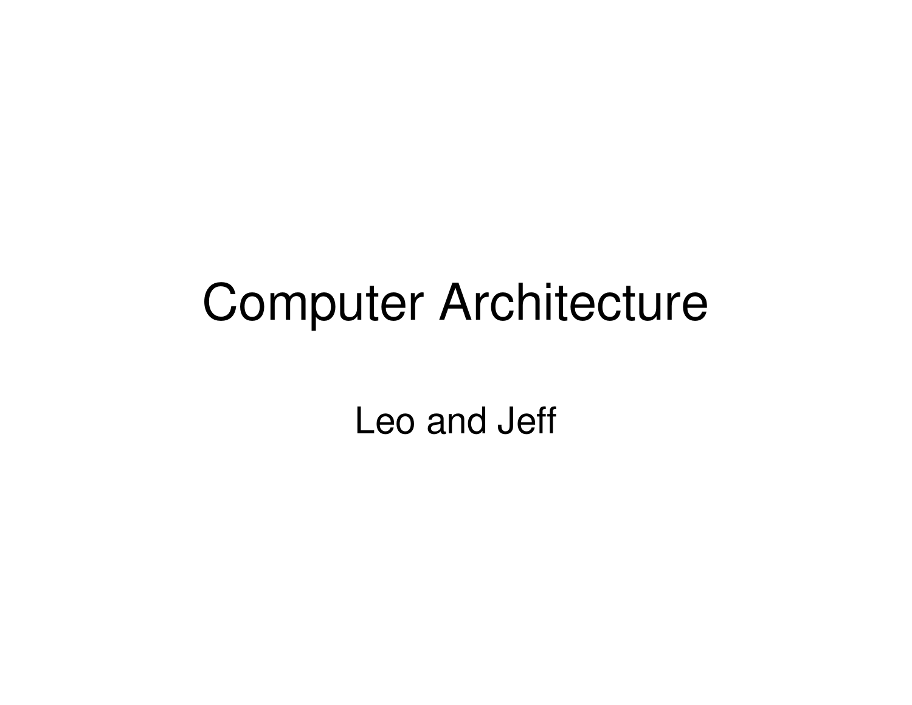# Computer Architecture

Leo and Jeff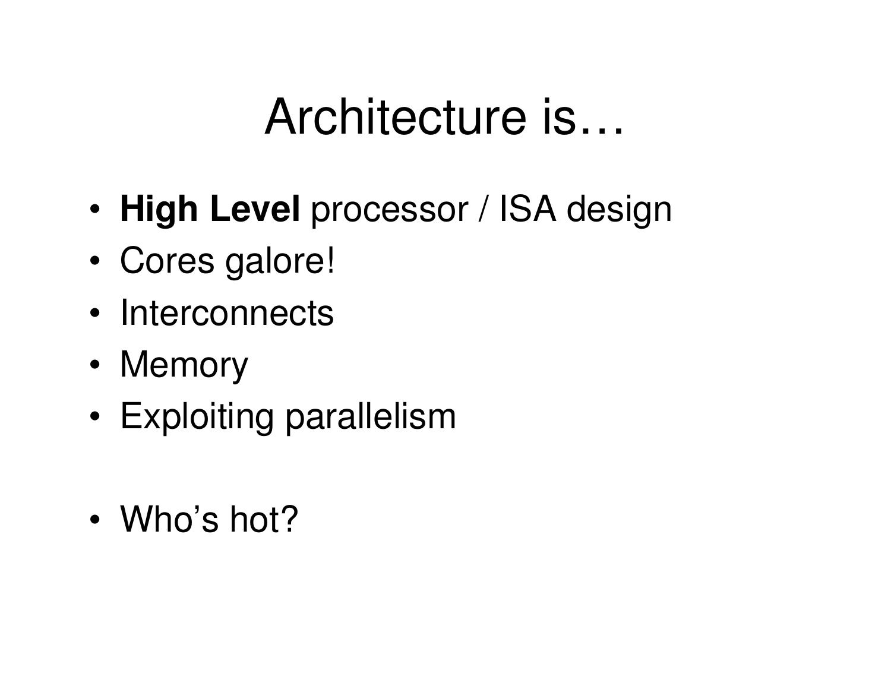# Architecture is…

- **High Level** processor / ISA design
- Cores galore!
- Interconnects
- Memory
- Exploiting parallelism

- Who's hot?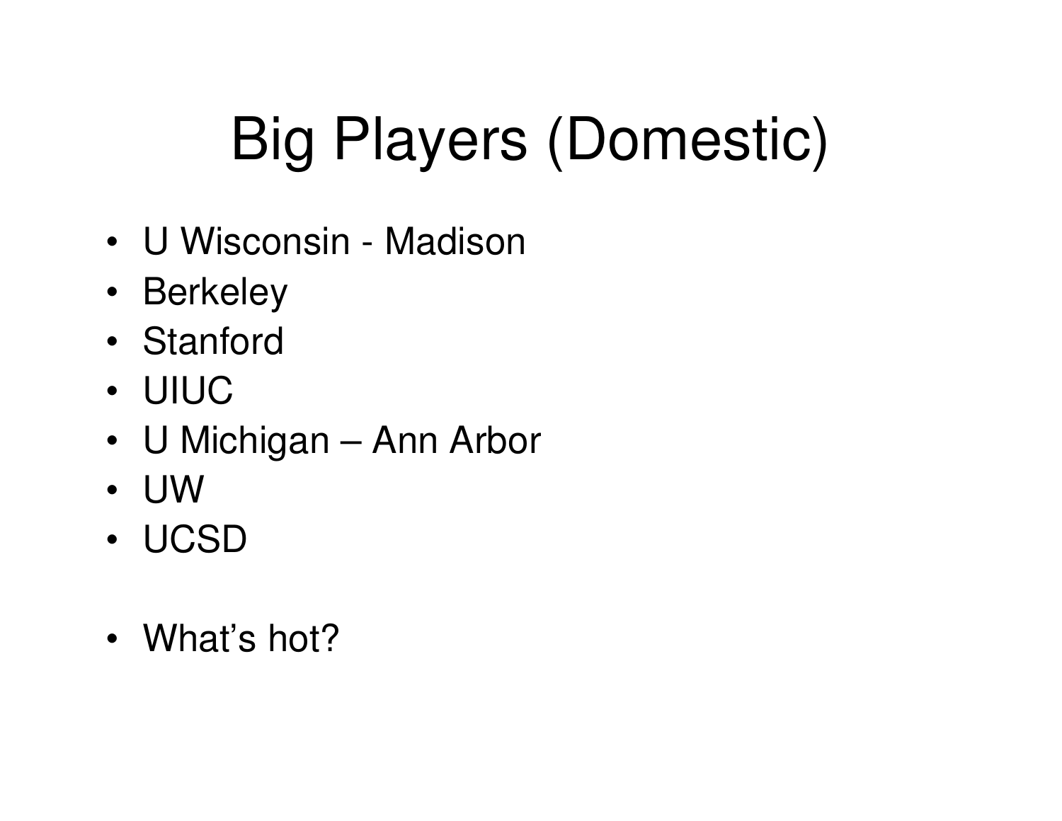# Big Players (Domestic)

- U Wisconsin - Madison
- Berkeley
- Stanford
- UIUC
- U Michigan – Ann Arbor
- UW
- UCSD

- What's hot?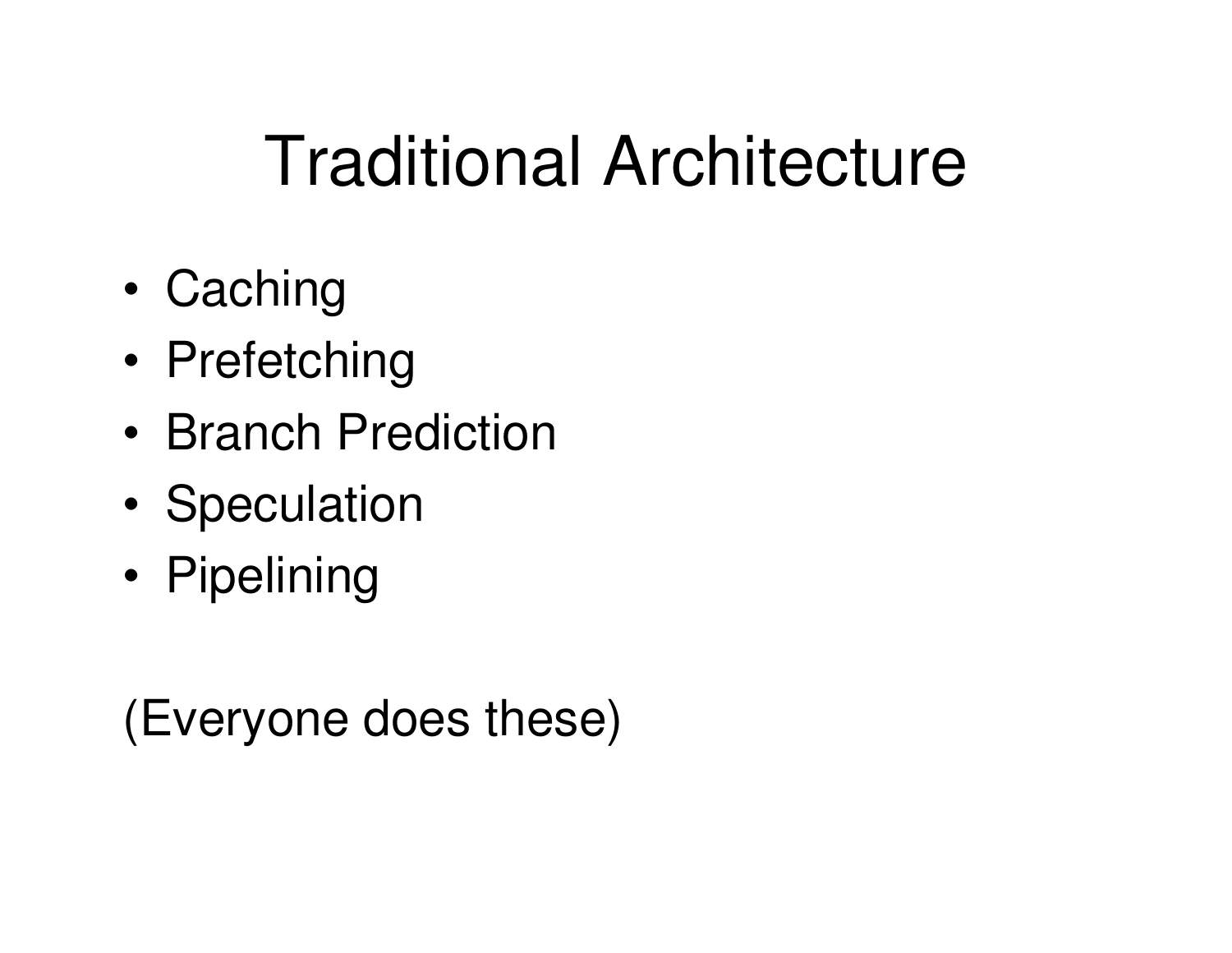# Traditional Architecture

- Caching
- Prefetching
- Branch Prediction
- Speculation
- Pipelining

(Everyone does these)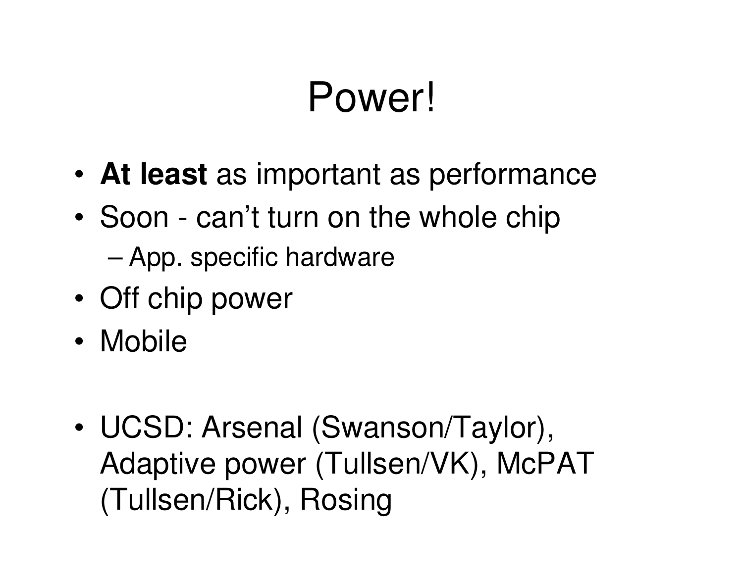# Power!

- **At least** as important as performance
- Soon - can't turn on the whole chip
  - App. specific hardware
- Off chip power
- Mobile

- UCSD: Arsenal (Swanson/Taylor), Adaptive power (Tullsen/VK), McPAT (Tullsen/Rick), Rosing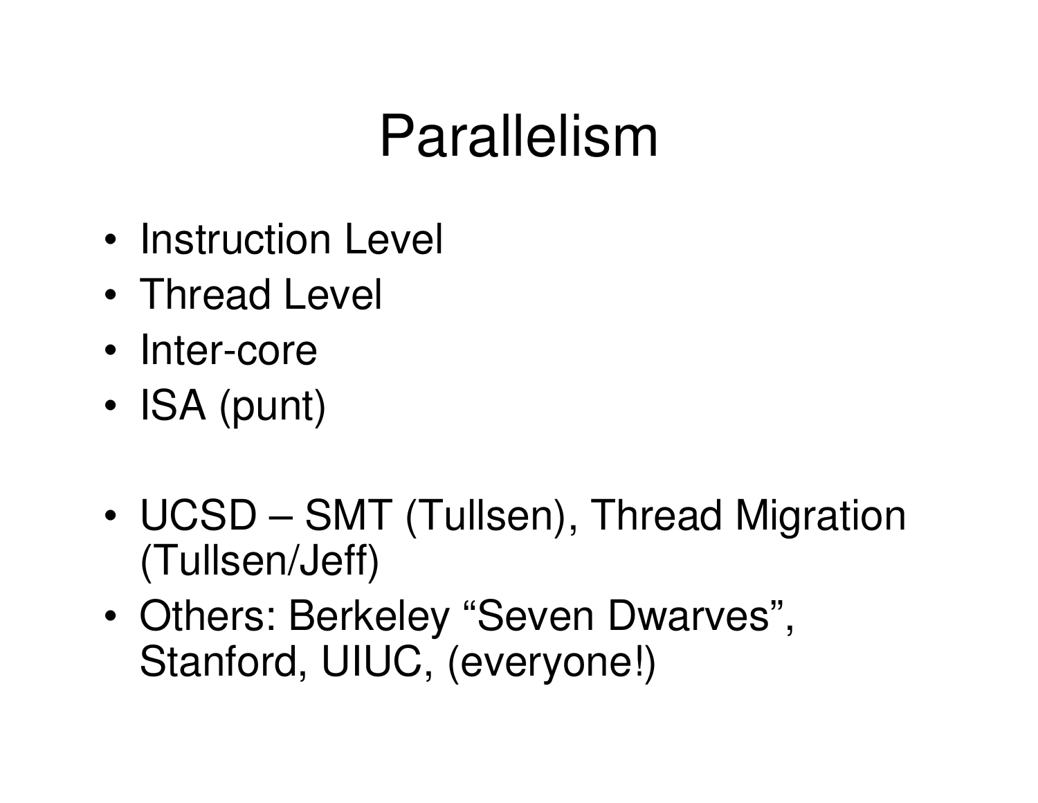# Parallelism

- Instruction Level
- Thread Level
- Inter-core
- ISA (punt)

- UCSD – SMT (Tullsen), Thread Migration (Tullsen/Jeff)
- Others: Berkeley “Seven Dwarves”, Stanford, UIUC, (everyone!)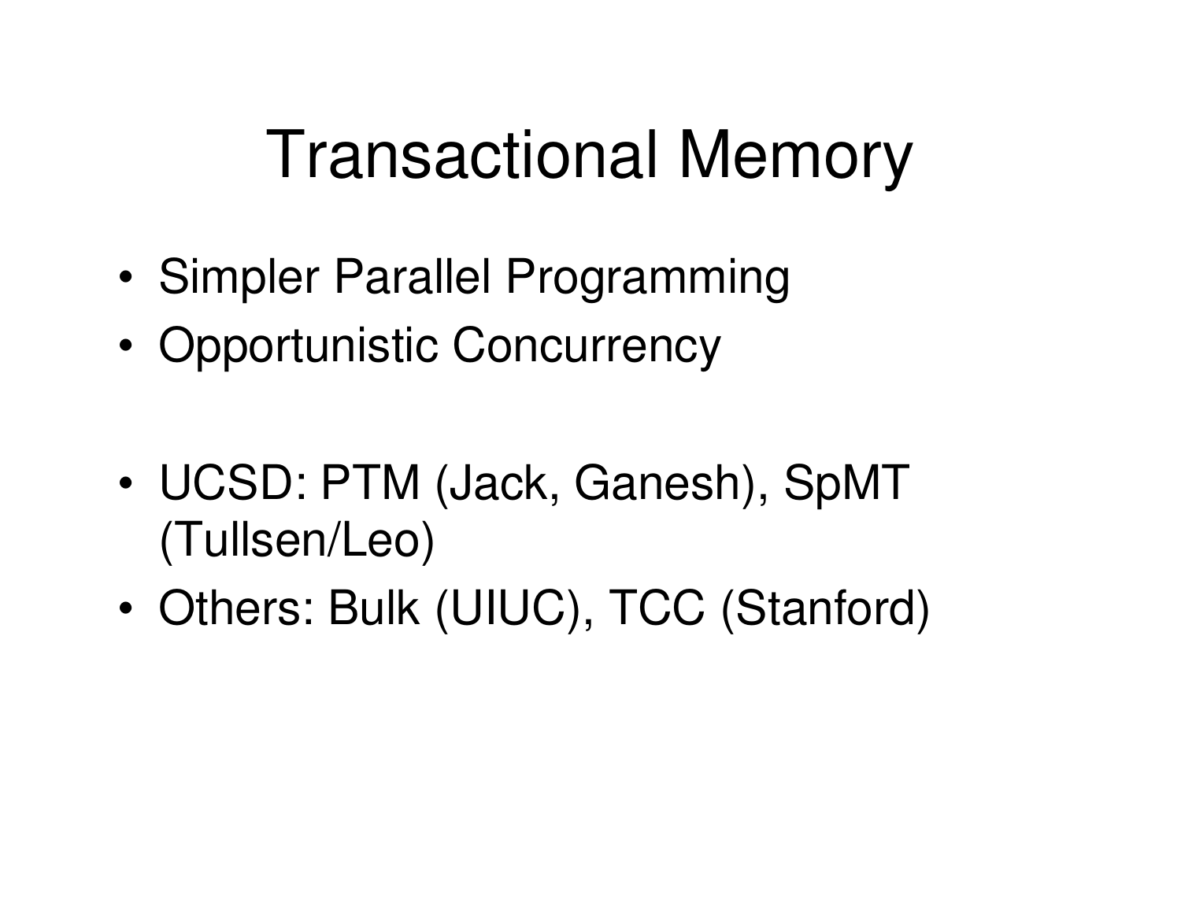# Transactional Memory

- Simpler Parallel Programming
- Opportunistic Concurrency

- UCSD: PTM (Jack, Ganesh), SpMT (Tullsen/Leo)
- Others: Bulk (UIUC), TCC (Stanford)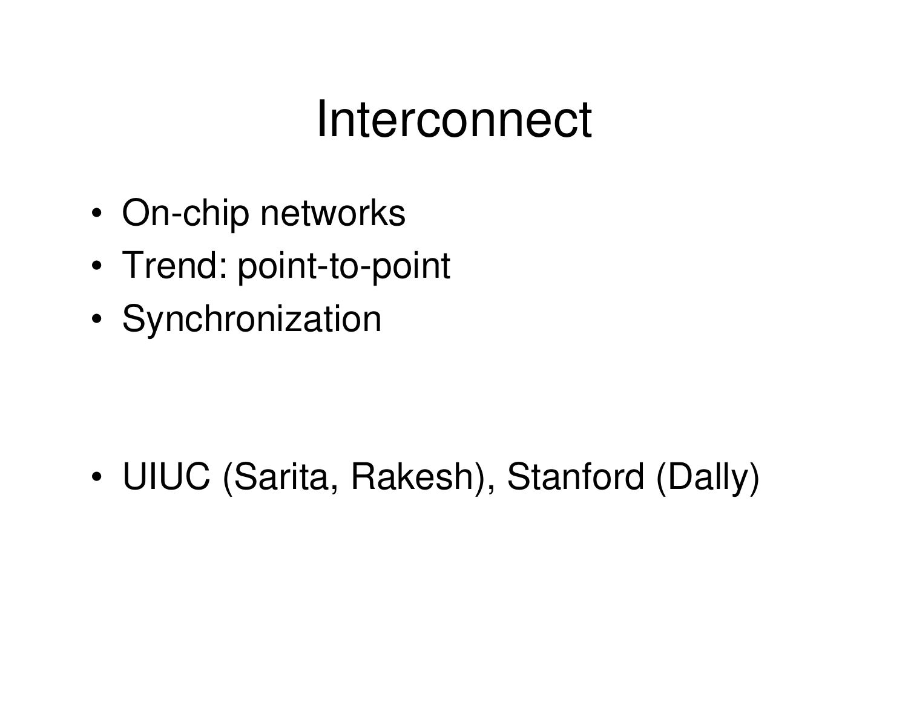# Interconnect

- On-chip networks
- Trend: point-to-point
- Synchronization

- UIUC (Sarita, Rakesh), Stanford (Dally)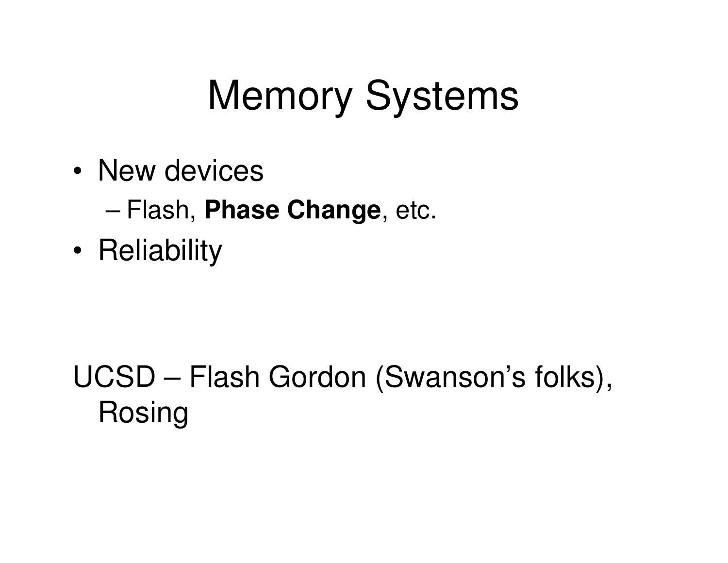# Memory Systems

- New devices
  - Flash, **Phase Change**, etc.
- Reliability

UCSD – Flash Gordon (Swanson's folks), Rosing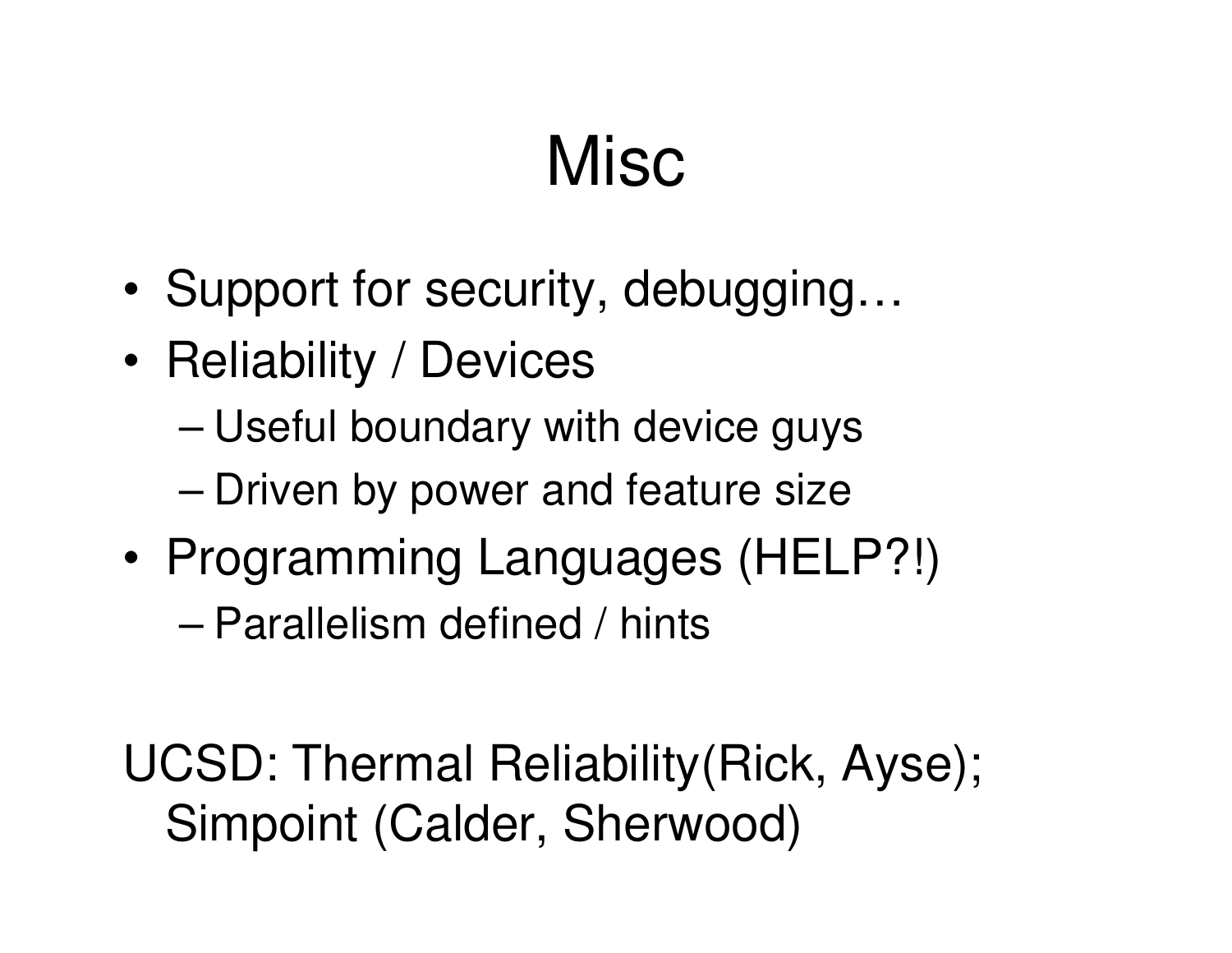# Misc

- Support for security, debugging…
- Reliability / Devices
  - Useful boundary with device guys
  - Driven by power and feature size
- Programming Languages (HELP?!)
  - Parallelism defined / hints

UCSD: Thermal Reliability(Rick, Ayse); Simpoint (Calder, Sherwood)